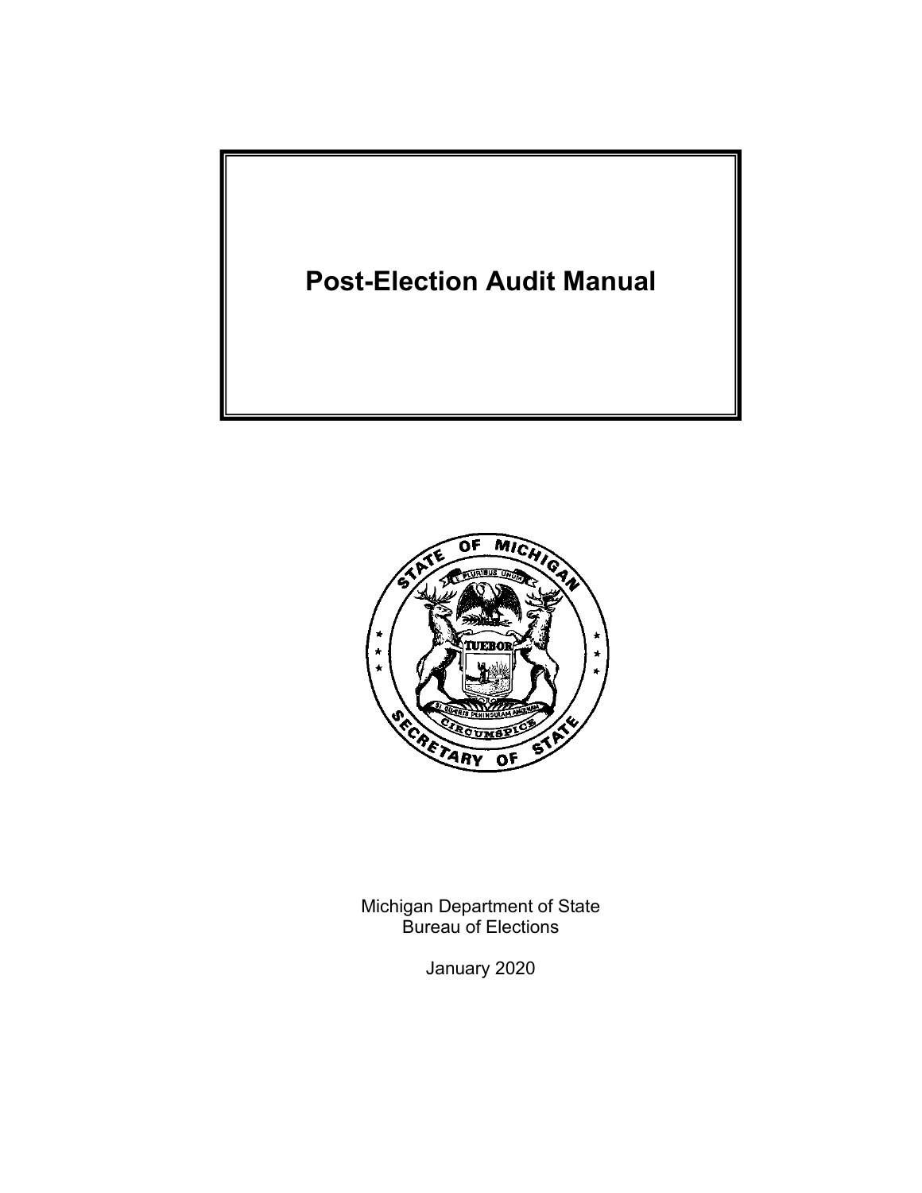# Post-Election Audit Manual

Michigan Department of State
Bureau of Elections

January 2020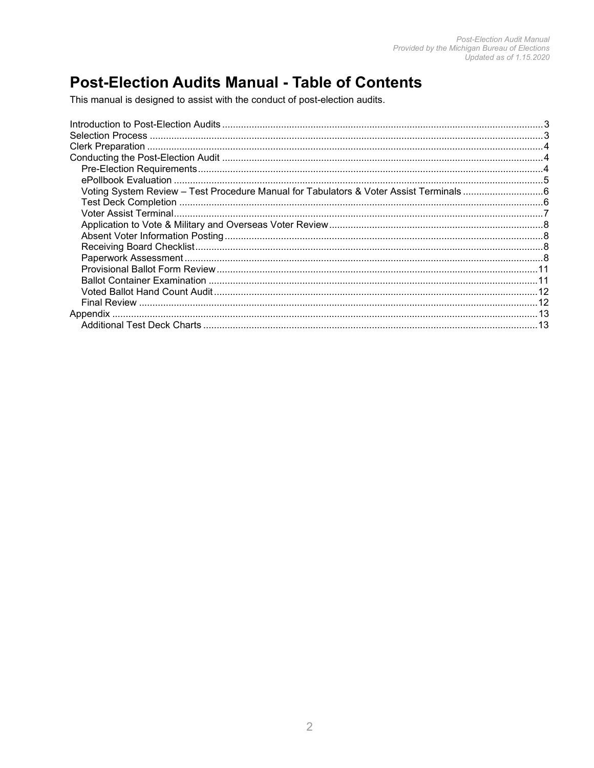# Post-Election Audits Manual - Table of Contents

This manual is designed to assist with the conduct of post-election audits.

- Introduction to Post-Election Audits ..... 3
- Selection Process ..... 3
- Clerk Preparation ..... 4
- Conducting the Post-Election Audit ..... 4
  - Pre-Election Requirements ..... 4
  - ePollbook Evaluation ..... 5
  - Voting System Review – Test Procedure Manual for Tabulators & Voter Assist Terminals ..... 6
  - Test Deck Completion ..... 6
  - Voter Assist Terminal ..... 7
  - Application to Vote & Military and Overseas Voter Review ..... 8
  - Absent Voter Information Posting ..... 8
  - Receiving Board Checklist ..... 8
  - Paperwork Assessment ..... 8
  - Provisional Ballot Form Review ..... 11
  - Ballot Container Examination ..... 11
  - Voted Ballot Hand Count Audit ..... 12
  - Final Review ..... 12
- Appendix ..... 13
  - Additional Test Deck Charts ..... 13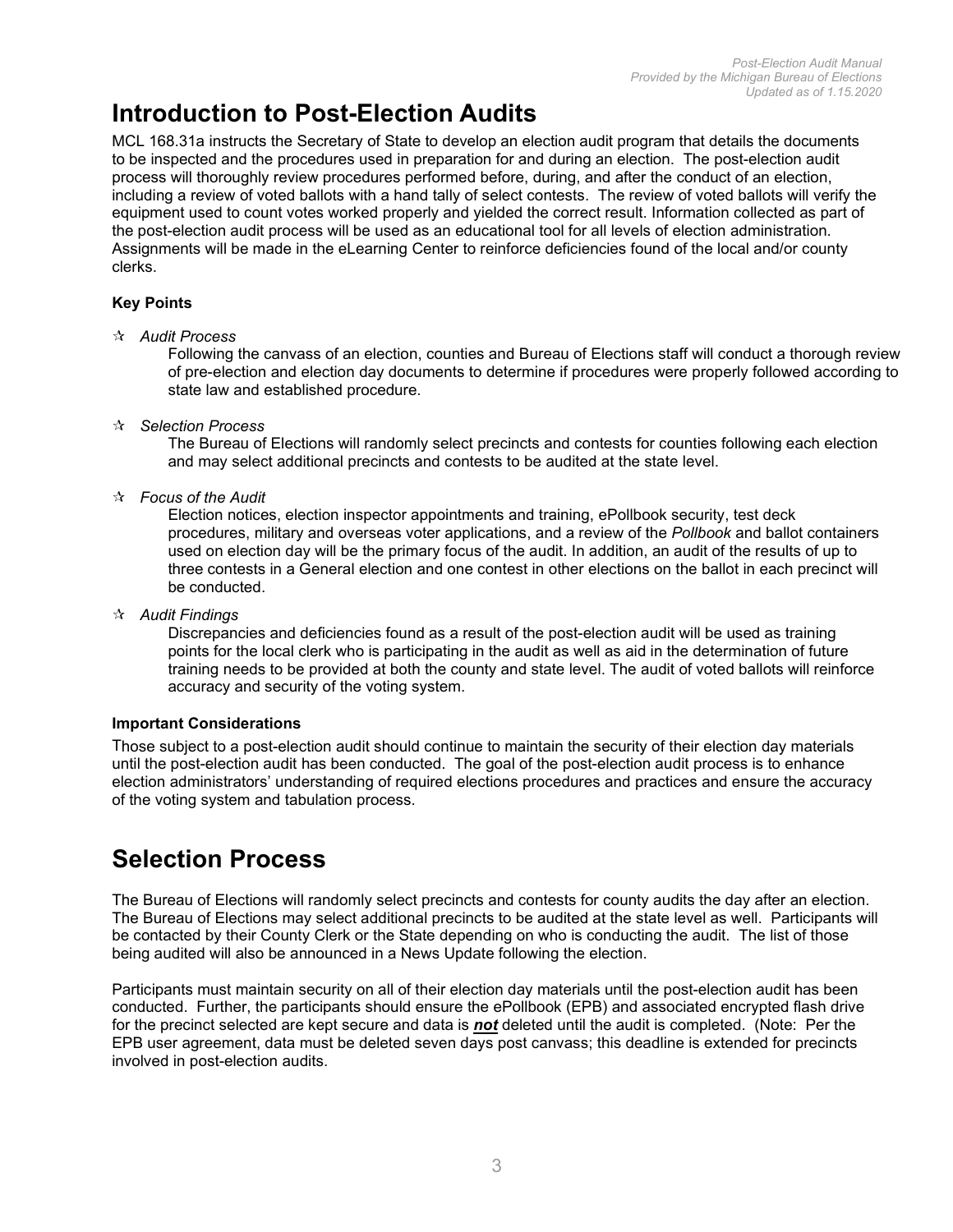# Introduction to Post-Election Audits

MCL 168.31a instructs the Secretary of State to develop an election audit program that details the documents to be inspected and the procedures used in preparation for and during an election. The post-election audit process will thoroughly review procedures performed before, during, and after the conduct of an election, including a review of voted ballots with a hand tally of select contests. The review of voted ballots will verify the equipment used to count votes worked properly and yielded the correct result. Information collected as part of the post-election audit process will be used as an educational tool for all levels of election administration. Assignments will be made in the eLearning Center to reinforce deficiencies found of the local and/or county clerks.

### Key Points

- ✰ *Audit Process*

  Following the canvass of an election, counties and Bureau of Elections staff will conduct a thorough review of pre-election and election day documents to determine if procedures were properly followed according to state law and established procedure.

- ✰ *Selection Process*

  The Bureau of Elections will randomly select precincts and contests for counties following each election and may select additional precincts and contests to be audited at the state level.

- ✰ *Focus of the Audit*

  Election notices, election inspector appointments and training, ePollbook security, test deck procedures, military and overseas voter applications, and a review of the *Pollbook* and ballot containers used on election day will be the primary focus of the audit. In addition, an audit of the results of up to three contests in a General election and one contest in other elections on the ballot in each precinct will be conducted.

- ✰ *Audit Findings*

  Discrepancies and deficiencies found as a result of the post-election audit will be used as training points for the local clerk who is participating in the audit as well as aid in the determination of future training needs to be provided at both the county and state level. The audit of voted ballots will reinforce accuracy and security of the voting system.

### Important Considerations

Those subject to a post-election audit should continue to maintain the security of their election day materials until the post-election audit has been conducted. The goal of the post-election audit process is to enhance election administrators' understanding of required elections procedures and practices and ensure the accuracy of the voting system and tabulation process.

# Selection Process

The Bureau of Elections will randomly select precincts and contests for county audits the day after an election. The Bureau of Elections may select additional precincts to be audited at the state level as well. Participants will be contacted by their County Clerk or the State depending on who is conducting the audit. The list of those being audited will also be announced in a News Update following the election.

Participants must maintain security on all of their election day materials until the post-election audit has been conducted. Further, the participants should ensure the ePollbook (EPB) and associated encrypted flash drive for the precinct selected are kept secure and data is ***not*** deleted until the audit is completed. (Note: Per the EPB user agreement, data must be deleted seven days post canvass; this deadline is extended for precincts involved in post-election audits.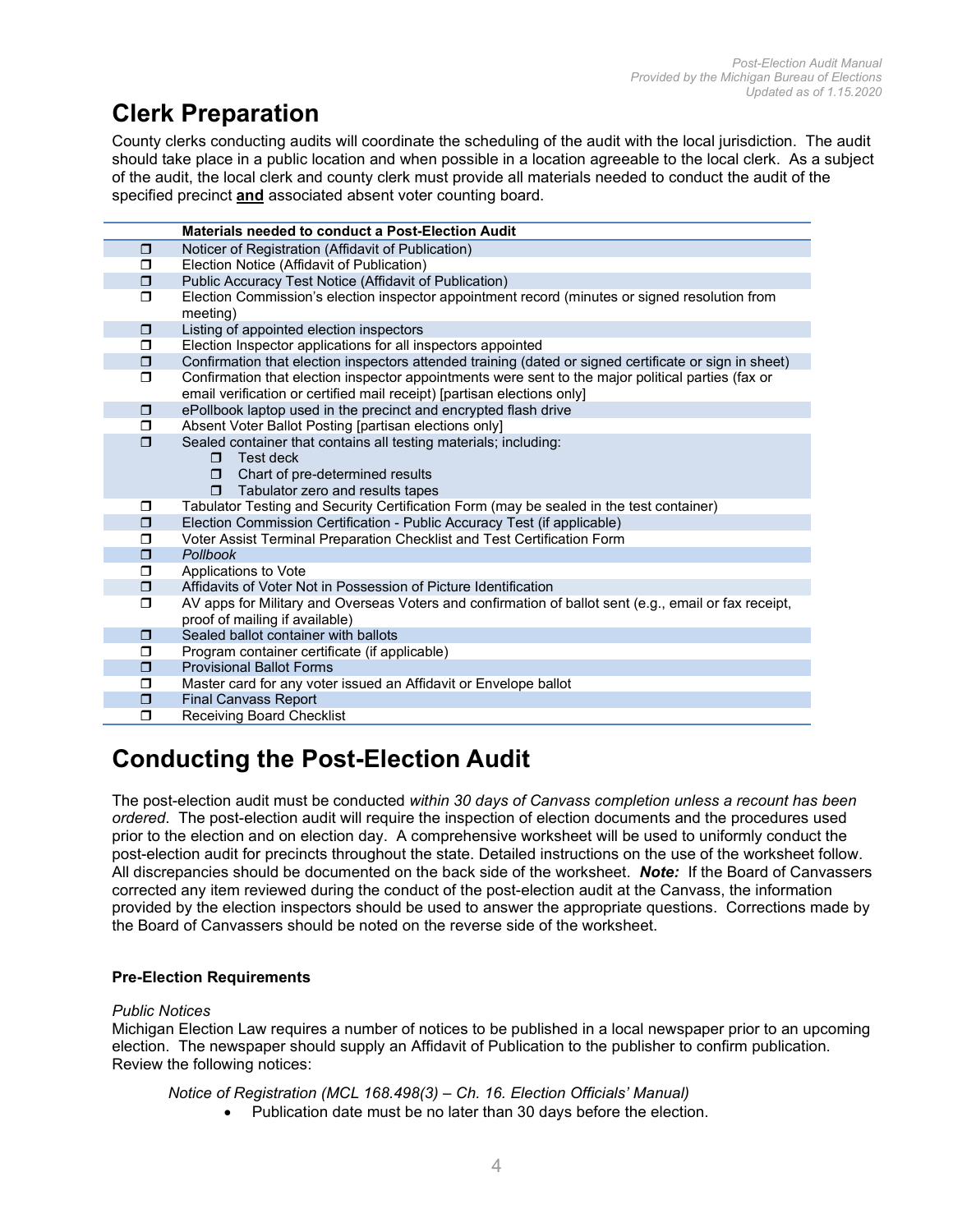## Clerk Preparation

County clerks conducting audits will coordinate the scheduling of the audit with the local jurisdiction. The audit should take place in a public location and when possible in a location agreeable to the local clerk. As a subject of the audit, the local clerk and county clerk must provide all materials needed to conduct the audit of the specified precinct **and** associated absent voter counting board.

| | Materials needed to conduct a Post-Election Audit |
|---|---|
| ❐ | Noticer of Registration (Affidavit of Publication) |
| ❐ | Election Notice (Affidavit of Publication) |
| ❐ | Public Accuracy Test Notice (Affidavit of Publication) |
| ❐ | Election Commission's election inspector appointment record (minutes or signed resolution from meeting) |
| ❐ | Listing of appointed election inspectors |
| ❐ | Election Inspector applications for all inspectors appointed |
| ❐ | Confirmation that election inspectors attended training (dated or signed certificate or sign in sheet) |
| ❐ | Confirmation that election inspector appointments were sent to the major political parties (fax or email verification or certified mail receipt) [partisan elections only] |
| ❐ | ePollbook laptop used in the precinct and encrypted flash drive |
| ❐ | Absent Voter Ballot Posting [partisan elections only] |
| ❐ | Sealed container that contains all testing materials; including:<br>❐ Test deck<br>❐ Chart of pre-determined results<br>❐ Tabulator zero and results tapes |
| ❐ | Tabulator Testing and Security Certification Form (may be sealed in the test container) |
| ❐ | Election Commission Certification - Public Accuracy Test (if applicable) |
| ❐ | Voter Assist Terminal Preparation Checklist and Test Certification Form |
| ❐ | *Pollbook* |
| ❐ | Applications to Vote |
| ❐ | Affidavits of Voter Not in Possession of Picture Identification |
| ❐ | AV apps for Military and Overseas Voters and confirmation of ballot sent (e.g., email or fax receipt, proof of mailing if available) |
| ❐ | Sealed ballot container with ballots |
| ❐ | Program container certificate (if applicable) |
| ❐ | Provisional Ballot Forms |
| ❐ | Master card for any voter issued an Affidavit or Envelope ballot |
| ❐ | Final Canvass Report |
| ❐ | Receiving Board Checklist |

## Conducting the Post-Election Audit

The post-election audit must be conducted *within 30 days of Canvass completion unless a recount has been ordered*. The post-election audit will require the inspection of election documents and the procedures used prior to the election and on election day. A comprehensive worksheet will be used to uniformly conduct the post-election audit for precincts throughout the state. Detailed instructions on the use of the worksheet follow. All discrepancies should be documented on the back side of the worksheet. ***Note:*** If the Board of Canvassers corrected any item reviewed during the conduct of the post-election audit at the Canvass, the information provided by the election inspectors should be used to answer the appropriate questions. Corrections made by the Board of Canvassers should be noted on the reverse side of the worksheet.

**Pre-Election Requirements**

*Public Notices*

Michigan Election Law requires a number of notices to be published in a local newspaper prior to an upcoming election. The newspaper should supply an Affidavit of Publication to the publisher to confirm publication. Review the following notices:

*Notice of Registration (MCL 168.498(3) – Ch. 16. Election Officials' Manual)*

- Publication date must be no later than 30 days before the election.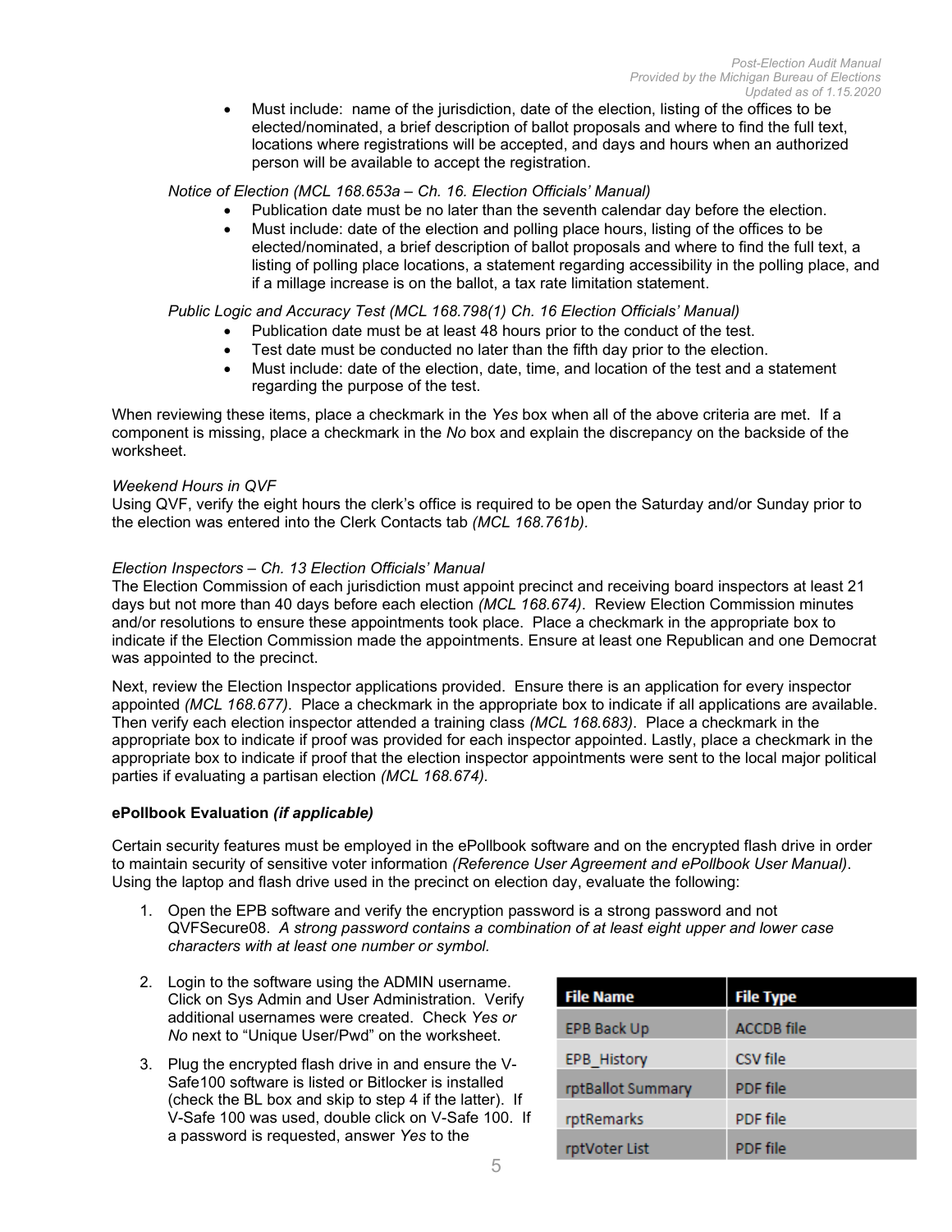- Must include: name of the jurisdiction, date of the election, listing of the offices to be elected/nominated, a brief description of ballot proposals and where to find the full text, locations where registrations will be accepted, and days and hours when an authorized person will be available to accept the registration.

*Notice of Election (MCL 168.653a – Ch. 16. Election Officials' Manual)*

- Publication date must be no later than the seventh calendar day before the election.
- Must include: date of the election and polling place hours, listing of the offices to be elected/nominated, a brief description of ballot proposals and where to find the full text, a listing of polling place locations, a statement regarding accessibility in the polling place, and if a millage increase is on the ballot, a tax rate limitation statement.

*Public Logic and Accuracy Test (MCL 168.798(1) Ch. 16 Election Officials' Manual)*

- Publication date must be at least 48 hours prior to the conduct of the test.
- Test date must be conducted no later than the fifth day prior to the election.
- Must include: date of the election, date, time, and location of the test and a statement regarding the purpose of the test.

When reviewing these items, place a checkmark in the *Yes* box when all of the above criteria are met. If a component is missing, place a checkmark in the *No* box and explain the discrepancy on the backside of the worksheet.

*Weekend Hours in QVF*
Using QVF, verify the eight hours the clerk's office is required to be open the Saturday and/or Sunday prior to the election was entered into the Clerk Contacts tab *(MCL 168.761b).*

*Election Inspectors – Ch. 13 Election Officials' Manual*
The Election Commission of each jurisdiction must appoint precinct and receiving board inspectors at least 21 days but not more than 40 days before each election *(MCL 168.674)*. Review Election Commission minutes and/or resolutions to ensure these appointments took place. Place a checkmark in the appropriate box to indicate if the Election Commission made the appointments. Ensure at least one Republican and one Democrat was appointed to the precinct.

Next, review the Election Inspector applications provided. Ensure there is an application for every inspector appointed *(MCL 168.677)*. Place a checkmark in the appropriate box to indicate if all applications are available. Then verify each election inspector attended a training class *(MCL 168.683)*. Place a checkmark in the appropriate box to indicate if proof was provided for each inspector appointed. Lastly, place a checkmark in the appropriate box to indicate if proof that the election inspector appointments were sent to the local major political parties if evaluating a partisan election *(MCL 168.674).*

**ePollbook Evaluation *(if applicable)***

Certain security features must be employed in the ePollbook software and on the encrypted flash drive in order to maintain security of sensitive voter information *(Reference User Agreement and ePollbook User Manual)*. Using the laptop and flash drive used in the precinct on election day, evaluate the following:

1. Open the EPB software and verify the encryption password is a strong password and not QVFSecure08. *A strong password contains a combination of at least eight upper and lower case characters with at least one number or symbol.*
2. Login to the software using the ADMIN username. Click on Sys Admin and User Administration. Verify additional usernames were created. Check *Yes or No* next to "Unique User/Pwd" on the worksheet.
3. Plug the encrypted flash drive in and ensure the V-Safe100 software is listed or Bitlocker is installed (check the BL box and skip to step 4 if the latter). If V-Safe 100 was used, double click on V-Safe 100. If a password is requested, answer *Yes* to the

| File Name | File Type |
|---|---|
| EPB Back Up | ACCDB file |
| EPB_History | CSV file |
| rptBallot Summary | PDF file |
| rptRemarks | PDF file |
| rptVoter List | PDF file |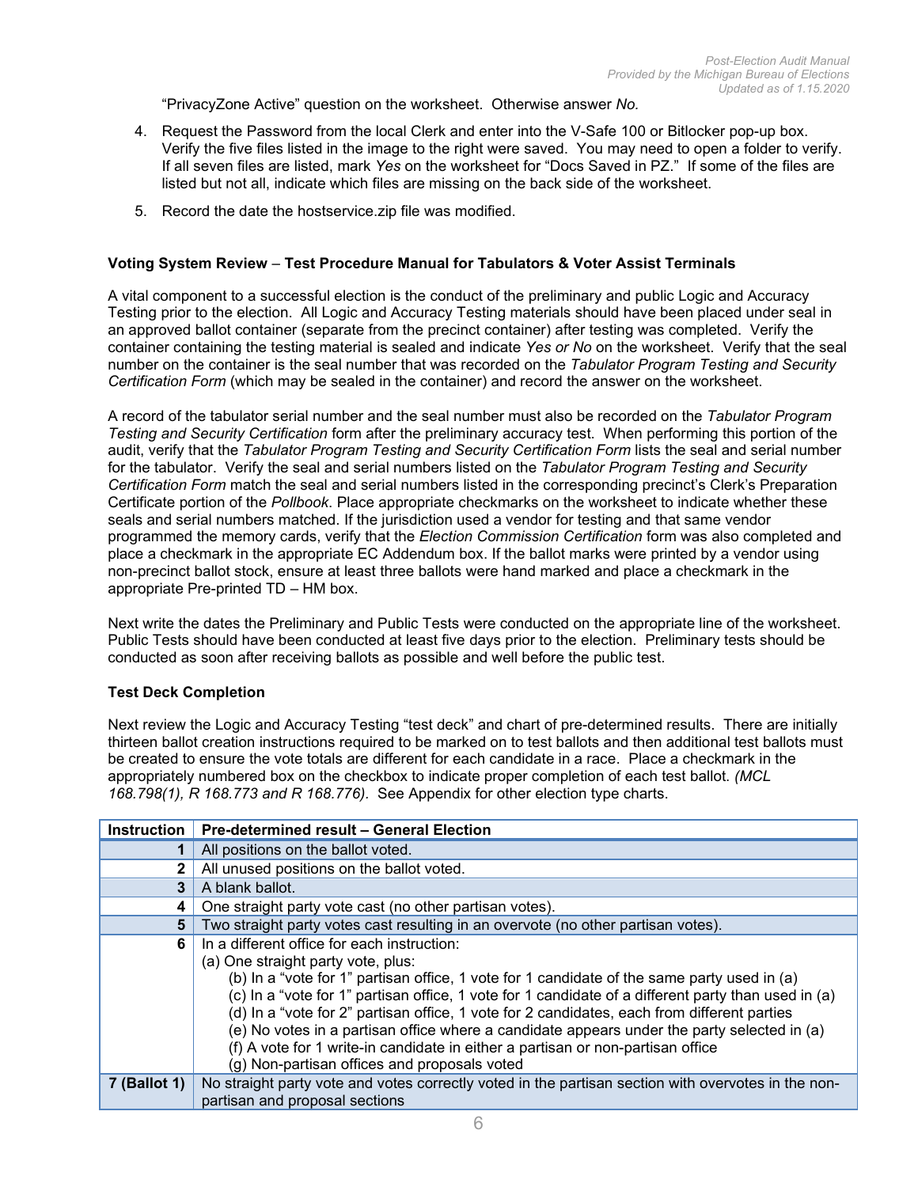"PrivacyZone Active" question on the worksheet. Otherwise answer *No.*

4. Request the Password from the local Clerk and enter into the V-Safe 100 or Bitlocker pop-up box. Verify the five files listed in the image to the right were saved. You may need to open a folder to verify. If all seven files are listed, mark *Yes* on the worksheet for "Docs Saved in PZ." If some of the files are listed but not all, indicate which files are missing on the back side of the worksheet.
5. Record the date the hostservice.zip file was modified.

**Voting System Review – Test Procedure Manual for Tabulators & Voter Assist Terminals**

A vital component to a successful election is the conduct of the preliminary and public Logic and Accuracy Testing prior to the election. All Logic and Accuracy Testing materials should have been placed under seal in an approved ballot container (separate from the precinct container) after testing was completed. Verify the container containing the testing material is sealed and indicate *Yes or No* on the worksheet. Verify that the seal number on the container is the seal number that was recorded on the *Tabulator Program Testing and Security Certification Form* (which may be sealed in the container) and record the answer on the worksheet.

A record of the tabulator serial number and the seal number must also be recorded on the *Tabulator Program Testing and Security Certification* form after the preliminary accuracy test. When performing this portion of the audit, verify that the *Tabulator Program Testing and Security Certification Form* lists the seal and serial number for the tabulator. Verify the seal and serial numbers listed on the *Tabulator Program Testing and Security Certification Form* match the seal and serial numbers listed in the corresponding precinct's Clerk's Preparation Certificate portion of the *Pollbook*. Place appropriate checkmarks on the worksheet to indicate whether these seals and serial numbers matched. If the jurisdiction used a vendor for testing and that same vendor programmed the memory cards, verify that the *Election Commission Certification* form was also completed and place a checkmark in the appropriate EC Addendum box. If the ballot marks were printed by a vendor using non-precinct ballot stock, ensure at least three ballots were hand marked and place a checkmark in the appropriate Pre-printed TD – HM box.

Next write the dates the Preliminary and Public Tests were conducted on the appropriate line of the worksheet. Public Tests should have been conducted at least five days prior to the election. Preliminary tests should be conducted as soon after receiving ballots as possible and well before the public test.

**Test Deck Completion**

Next review the Logic and Accuracy Testing "test deck" and chart of pre-determined results. There are initially thirteen ballot creation instructions required to be marked on to test ballots and then additional test ballots must be created to ensure the vote totals are different for each candidate in a race. Place a checkmark in the appropriately numbered box on the checkbox to indicate proper completion of each test ballot. *(MCL 168.798(1), R 168.773 and R 168.776).* See Appendix for other election type charts.

| Instruction | Pre-determined result – General Election |
|---|---|
| 1 | All positions on the ballot voted. |
| 2 | All unused positions on the ballot voted. |
| 3 | A blank ballot. |
| 4 | One straight party vote cast (no other partisan votes). |
| 5 | Two straight party votes cast resulting in an overvote (no other partisan votes). |
| 6 | In a different office for each instruction:<br>(a) One straight party vote, plus:<br>(b) In a "vote for 1" partisan office, 1 vote for 1 candidate of the same party used in (a)<br>(c) In a "vote for 1" partisan office, 1 vote for 1 candidate of a different party than used in (a)<br>(d) In a "vote for 2" partisan office, 1 vote for 2 candidates, each from different parties<br>(e) No votes in a partisan office where a candidate appears under the party selected in (a)<br>(f) A vote for 1 write-in candidate in either a partisan or non-partisan office<br>(g) Non-partisan offices and proposals voted |
| **7 (Ballot 1)** | No straight party vote and votes correctly voted in the partisan section with overvotes in the non-partisan and proposal sections |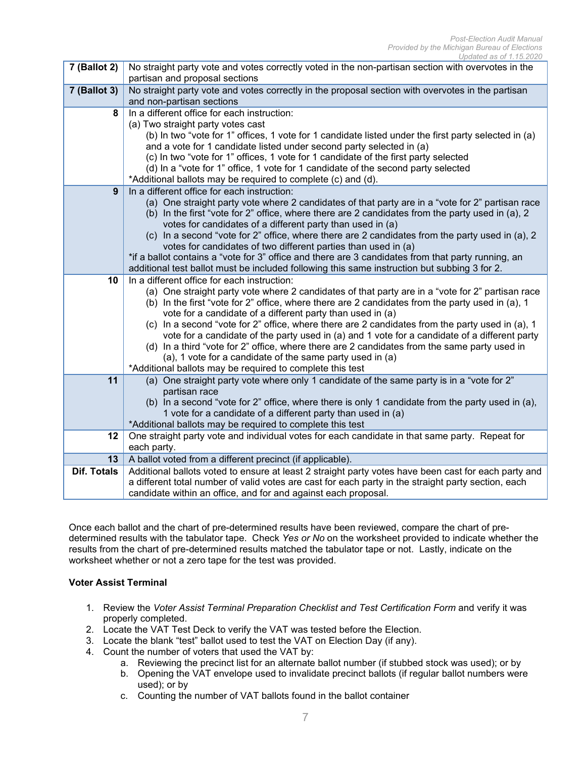| | |
|---|---|
| **7 (Ballot 2)** | No straight party vote and votes correctly voted in the non-partisan section with overvotes in the partisan and proposal sections |
| **7 (Ballot 3)** | No straight party vote and votes correctly in the proposal section with overvotes in the partisan and non-partisan sections |
| **8** | In a different office for each instruction:<br>(a) Two straight party votes cast<br>(b) In two "vote for 1" offices, 1 vote for 1 candidate listed under the first party selected in (a) and a vote for 1 candidate listed under second party selected in (a)<br>(c) In two "vote for 1" offices, 1 vote for 1 candidate of the first party selected<br>(d) In a "vote for 1" office, 1 vote for 1 candidate of the second party selected<br>*Additional ballots may be required to complete (c) and (d). |
| **9** | In a different office for each instruction:<br>(a) One straight party vote where 2 candidates of that party are in a "vote for 2" partisan race<br>(b) In the first "vote for 2" office, where there are 2 candidates from the party used in (a), 2 votes for candidates of a different party than used in (a)<br>(c) In a second "vote for 2" office, where there are 2 candidates from the party used in (a), 2 votes for candidates of two different parties than used in (a)<br>*if a ballot contains a "vote for 3" office and there are 3 candidates from that party running, an additional test ballot must be included following this same instruction but subbing 3 for 2. |
| **10** | In a different office for each instruction:<br>(a) One straight party vote where 2 candidates of that party are in a "vote for 2" partisan race<br>(b) In the first "vote for 2" office, where there are 2 candidates from the party used in (a), 1 vote for a candidate of a different party than used in (a)<br>(c) In a second "vote for 2" office, where there are 2 candidates from the party used in (a), 1 vote for a candidate of the party used in (a) and 1 vote for a candidate of a different party<br>(d) In a third "vote for 2" office, where there are 2 candidates from the same party used in (a), 1 vote for a candidate of the same party used in (a)<br>*Additional ballots may be required to complete this test |
| **11** | (a) One straight party vote where only 1 candidate of the same party is in a "vote for 2" partisan race<br>(b) In a second "vote for 2" office, where there is only 1 candidate from the party used in (a), 1 vote for a candidate of a different party than used in (a)<br>*Additional ballots may be required to complete this test |
| **12** | One straight party vote and individual votes for each candidate in that same party. Repeat for each party. |
| **13** | A ballot voted from a different precinct (if applicable). |
| **Dif. Totals** | Additional ballots voted to ensure at least 2 straight party votes have been cast for each party and a different total number of valid votes are cast for each party in the straight party section, each candidate within an office, and for and against each proposal. |

Once each ballot and the chart of pre-determined results have been reviewed, compare the chart of pre-determined results with the tabulator tape. Check *Yes or No* on the worksheet provided to indicate whether the results from the chart of pre-determined results matched the tabulator tape or not. Lastly, indicate on the worksheet whether or not a zero tape for the test was provided.

**Voter Assist Terminal**

1. Review the *Voter Assist Terminal Preparation Checklist and Test Certification Form* and verify it was properly completed.
2. Locate the VAT Test Deck to verify the VAT was tested before the Election.
3. Locate the blank "test" ballot used to test the VAT on Election Day (if any).
4. Count the number of voters that used the VAT by:
    a. Reviewing the precinct list for an alternate ballot number (if stubbed stock was used); or by
    b. Opening the VAT envelope used to invalidate precinct ballots (if regular ballot numbers were used); or by
    c. Counting the number of VAT ballots found in the ballot container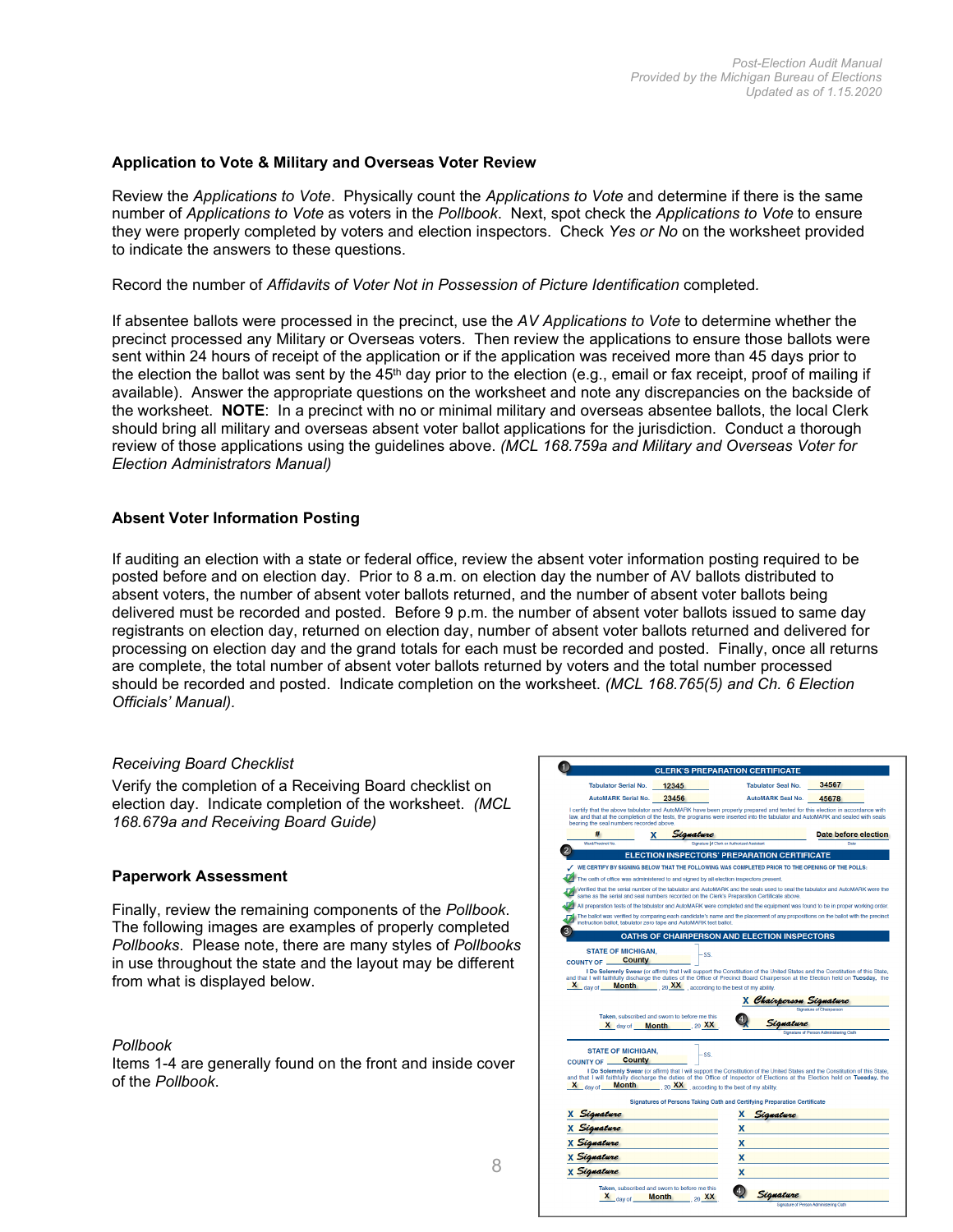**Application to Vote & Military and Overseas Voter Review**

Review the *Applications to Vote*. Physically count the *Applications to Vote* and determine if there is the same number of *Applications to Vote* as voters in the *Pollbook*. Next, spot check the *Applications to Vote* to ensure they were properly completed by voters and election inspectors. Check *Yes or No* on the worksheet provided to indicate the answers to these questions.

Record the number of *Affidavits of Voter Not in Possession of Picture Identification* completed.

If absentee ballots were processed in the precinct, use the *AV Applications to Vote* to determine whether the precinct processed any Military or Overseas voters. Then review the applications to ensure those ballots were sent within 24 hours of receipt of the application or if the application was received more than 45 days prior to the election the ballot was sent by the 45th day prior to the election (e.g., email or fax receipt, proof of mailing if available). Answer the appropriate questions on the worksheet and note any discrepancies on the backside of the worksheet. **NOTE**: In a precinct with no or minimal military and overseas absentee ballots, the local Clerk should bring all military and overseas absent voter ballot applications for the jurisdiction. Conduct a thorough review of those applications using the guidelines above. *(MCL 168.759a and Military and Overseas Voter for Election Administrators Manual)*

**Absent Voter Information Posting**

If auditing an election with a state or federal office, review the absent voter information posting required to be posted before and on election day. Prior to 8 a.m. on election day the number of AV ballots distributed to absent voters, the number of absent voter ballots returned, and the number of absent voter ballots being delivered must be recorded and posted. Before 9 p.m. the number of absent voter ballots issued to same day registrants on election day, returned on election day, number of absent voter ballots returned and delivered for processing on election day and the grand totals for each must be recorded and posted. Finally, once all returns are complete, the total number of absent voter ballots returned by voters and the total number processed should be recorded and posted. Indicate completion on the worksheet. *(MCL 168.765(5) and Ch. 6 Election Officials' Manual).*

*Receiving Board Checklist*

Verify the completion of a Receiving Board checklist on election day. Indicate completion of the worksheet. *(MCL 168.679a and Receiving Board Guide)*

**Paperwork Assessment**

Finally, review the remaining components of the *Pollbook*. The following images are examples of properly completed *Pollbooks*. Please note, there are many styles of *Pollbooks* in use throughout the state and the layout may be different from what is displayed below.

*Pollbook*

Items 1-4 are generally found on the front and inside cover of the *Pollbook*.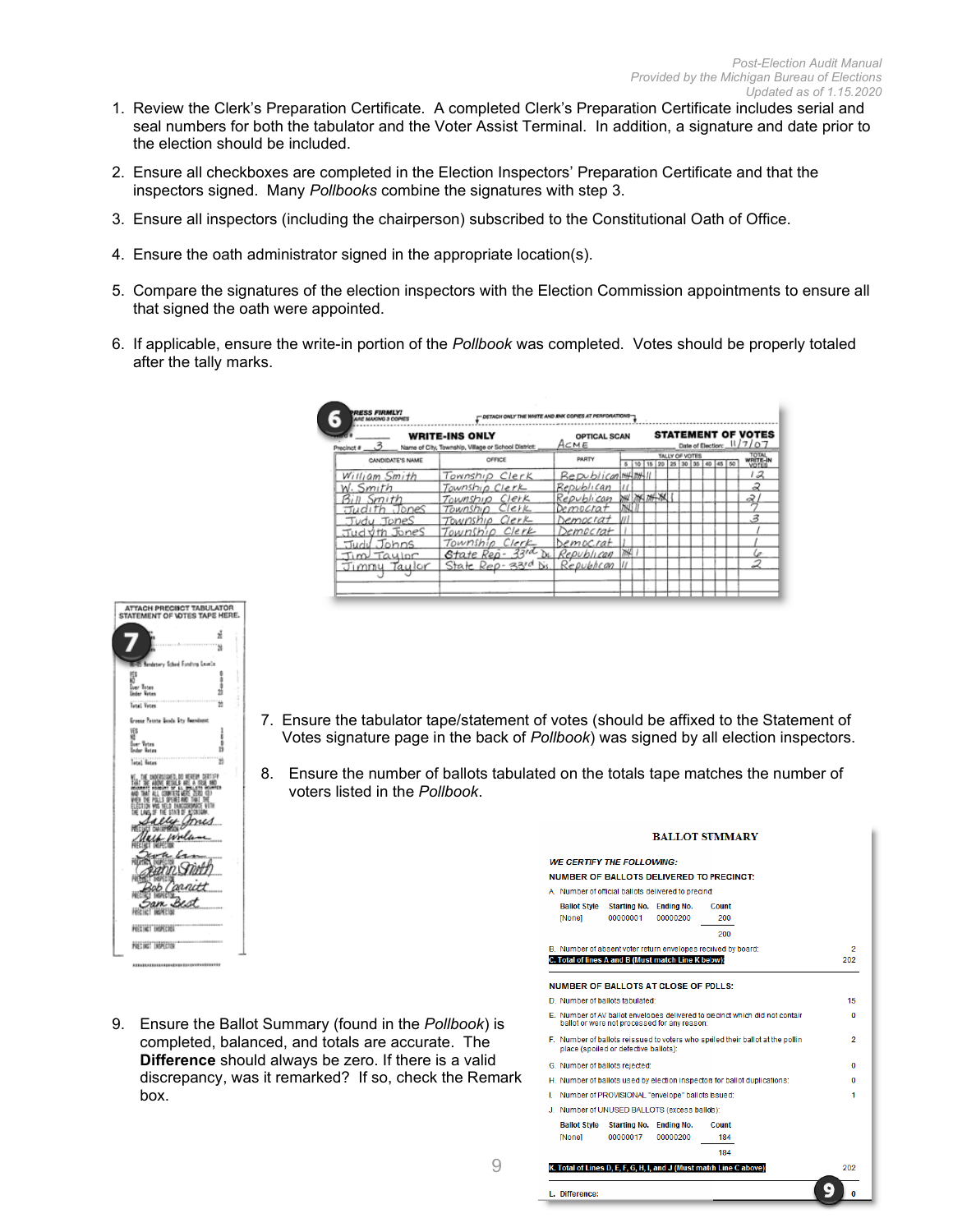1. Review the Clerk's Preparation Certificate. A completed Clerk's Preparation Certificate includes serial and seal numbers for both the tabulator and the Voter Assist Terminal. In addition, a signature and date prior to the election should be included.

2. Ensure all checkboxes are completed in the Election Inspectors' Preparation Certificate and that the inspectors signed. Many *Pollbooks* combine the signatures with step 3.

3. Ensure all inspectors (including the chairperson) subscribed to the Constitutional Oath of Office.

4. Ensure the oath administrator signed in the appropriate location(s).

5. Compare the signatures of the election inspectors with the Election Commission appointments to ensure all that signed the oath were appointed.

6. If applicable, ensure the write-in portion of the *Pollbook* was completed. Votes should be properly totaled after the tally marks.

7. Ensure the tabulator tape/statement of votes (should be affixed to the Statement of Votes signature page in the back of *Pollbook*) was signed by all election inspectors.

8. Ensure the number of ballots tabulated on the totals tape matches the number of voters listed in the *Pollbook*.

9. Ensure the Ballot Summary (found in the *Pollbook*) is completed, balanced, and totals are accurate. The **Difference** should always be zero. If there is a valid discrepancy, was it remarked? If so, check the Remark box.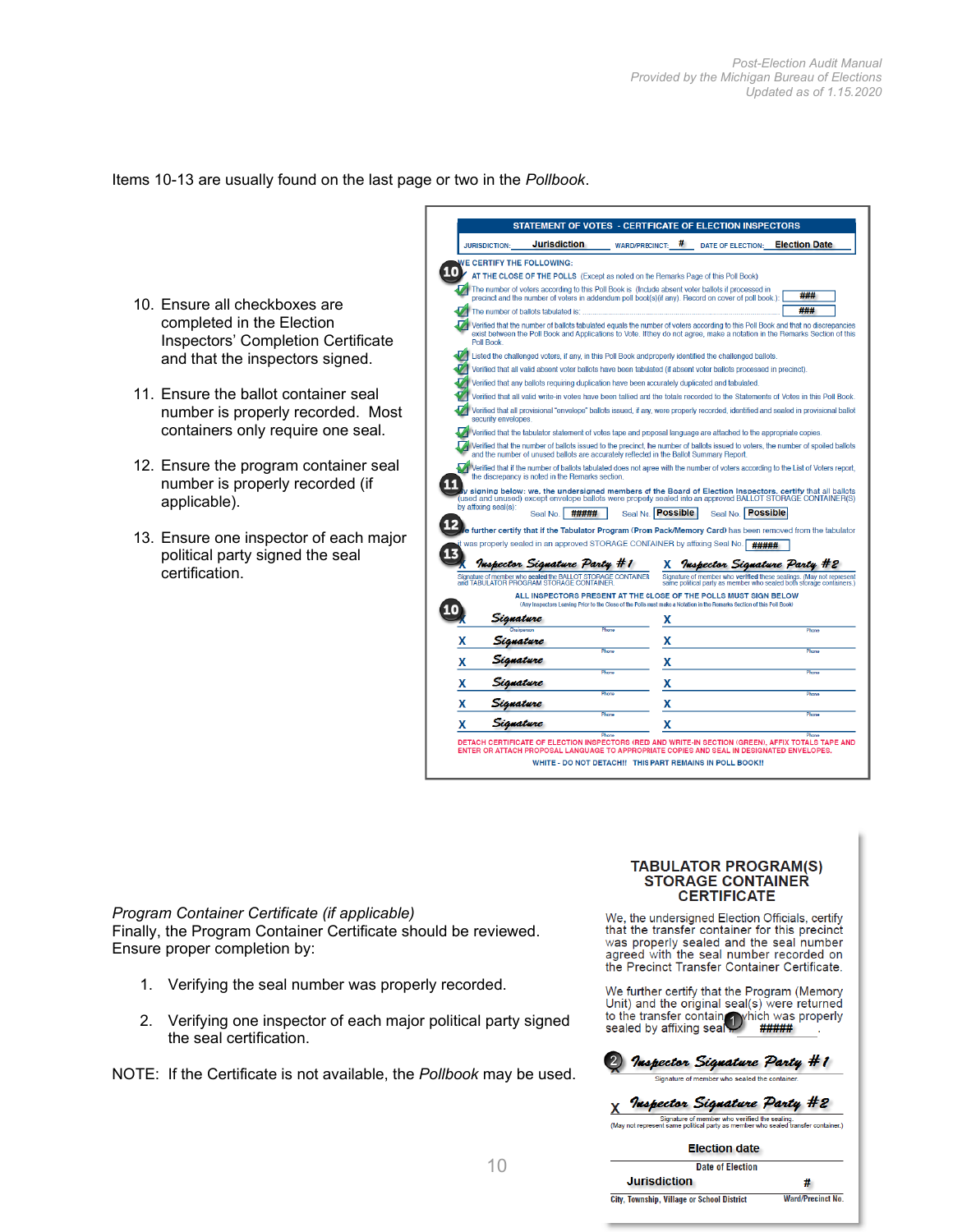Items 10-13 are usually found on the last page or two in the *Pollbook*.

10. Ensure all checkboxes are completed in the Election Inspectors' Completion Certificate and that the inspectors signed.
11. Ensure the ballot container seal number is properly recorded. Most containers only require one seal.
12. Ensure the program container seal number is properly recorded (if applicable).
13. Ensure one inspector of each major political party signed the seal certification.

**STATEMENT OF VOTES - CERTFICATE OF ELECTION INSPECTORS**

JURISDICTION: Jurisdiction WARD/PRECINCT: # DATE OF ELECTION: Election Date

WE CERTIFY THE FOLLOWING:

AT THE CLOSE OF THE POLLS (Except as noted on the Remarks Page of this Poll Book)

- ☑ The number of voters according to this Poll Book is (Include absent voter ballots if processed in precinct and the number of voters in addendum poll book(s)(if any). Record on cover of poll book.): ###
- ☑ The number of ballots tabulated is: ###
- ☑ Verified that the number of ballots tabulated equals the number of voters according to this Poll Book and that no discrepancies exist between the Poll Book and Applications to Vote. If they do not agree, make a notation in the Remarks Section of this Poll Book.
- ☑ Listed the challenged voters, if any, in this Poll Book and properly identified the challenged ballots.
- ☑ Verified that all valid absent voter ballots have been tabulated (if absent voter ballots processed in precinct).
- ☑ Verified that any ballots requiring duplication have been accurately duplicated and tabulated.
- ☑ Verified that all valid write-in votes have been tallied and the totals recorded to the Statements of Votes in this Poll Book.
- ☑ Verified that all provisional "envelope" ballots issued, if any, were properly recorded, identified and sealed in provisional ballot security envelopes.
- ☑ Verified that the tabulator statement of votes tape and proposal language are attached to the appropriate copies.
- ☑ Verified that the number of ballots issued to the precinct, the number of ballots issued to voters, the number of spoiled ballots and the number of unused ballots are accurately reflected in the Ballot Summary Report.
- ☑ Verified that if the number of ballots tabulated does not agree with the number of voters according to the List of Voters report, the discrepancy is noted in the Remarks section.

By signing below: we, the undersigned members of the Board of Election Inspectors, certify that all ballots (used and unused) except envelope ballots were properly sealed into an approved BALLOT STORAGE CONTAINER(S) by affixing seal(s): Seal No. ##### Seal No. Possible Seal No. Possible

We further certify that if the Tabulator Program (Prom Pack/Memory Card) has been removed from the tabulator it was properly sealed in an approved STORAGE CONTAINER by affixing Seal No. #####

X Inspector Signature Party #1 — Signature of member who sealed the BALLOT STORAGE CONTAINER and TABULATOR PROGRAM STORAGE CONTAINER.

X Inspector Signature Party #2 — Signature of member who verified these sealings. (May not represent same political party as member who sealed both storage containers.)

ALL INSPECTORS PRESENT AT THE CLOSE OF THE POLLS MUST SIGN BELOW
(Any Inspectors Leaving Prior to the Close of the Polls must make a Notation in the Remarks Section of this Poll Book)

| | | | |
|---|---|---|---|
| X Signature (Chairperson) | Phone | X | Phone |
| X Signature | Phone | X | Phone |
| X Signature | Phone | X | Phone |
| X Signature | Phone | X | Phone |
| X Signature | Phone | X | Phone |
| X Signature | Phone | X | Phone |

DETACH CERTIFICATE OF ELECTION INSPECTORS (RED AND WRITE-IN SECTION (GREEN), AFFIX TOTALS TAPE AND ENTER OR ATTACH PROPOSAL LANGUAGE TO APPROPRIATE COPIES AND SEAL IN DESIGNATED ENVELOPES.

WHITE - DO NOT DETACH!! THIS PART REMAINS IN POLL BOOK!!

*Program Container Certificate (if applicable)*
Finally, the Program Container Certificate should be reviewed. Ensure proper completion by:

1. Verifying the seal number was properly recorded.
2. Verifying one inspector of each major political party signed the seal certification.

NOTE: If the Certificate is not available, the *Pollbook* may be used.

**TABULATOR PROGRAM(S) STORAGE CONTAINER CERTIFICATE**

We, the undersigned Election Officials, certify that the transfer container for this precinct was properly sealed and the seal number agreed with the seal number recorded on the Precinct Transfer Container Certificate.

We further certify that the Program (Memory Unit) and the original seal(s) were returned to the transfer container which was properly sealed by affixing seal #####.

X Inspector Signature Party #1 — Signature of member who sealed the container.

X Inspector Signature Party #2 — Signature of member who verified the sealing. (May not represent same political party as member who sealed transfer container.)

Election date — Date of Election

Jurisdiction — City, Township, Village or School District | # — Ward/Precinct No.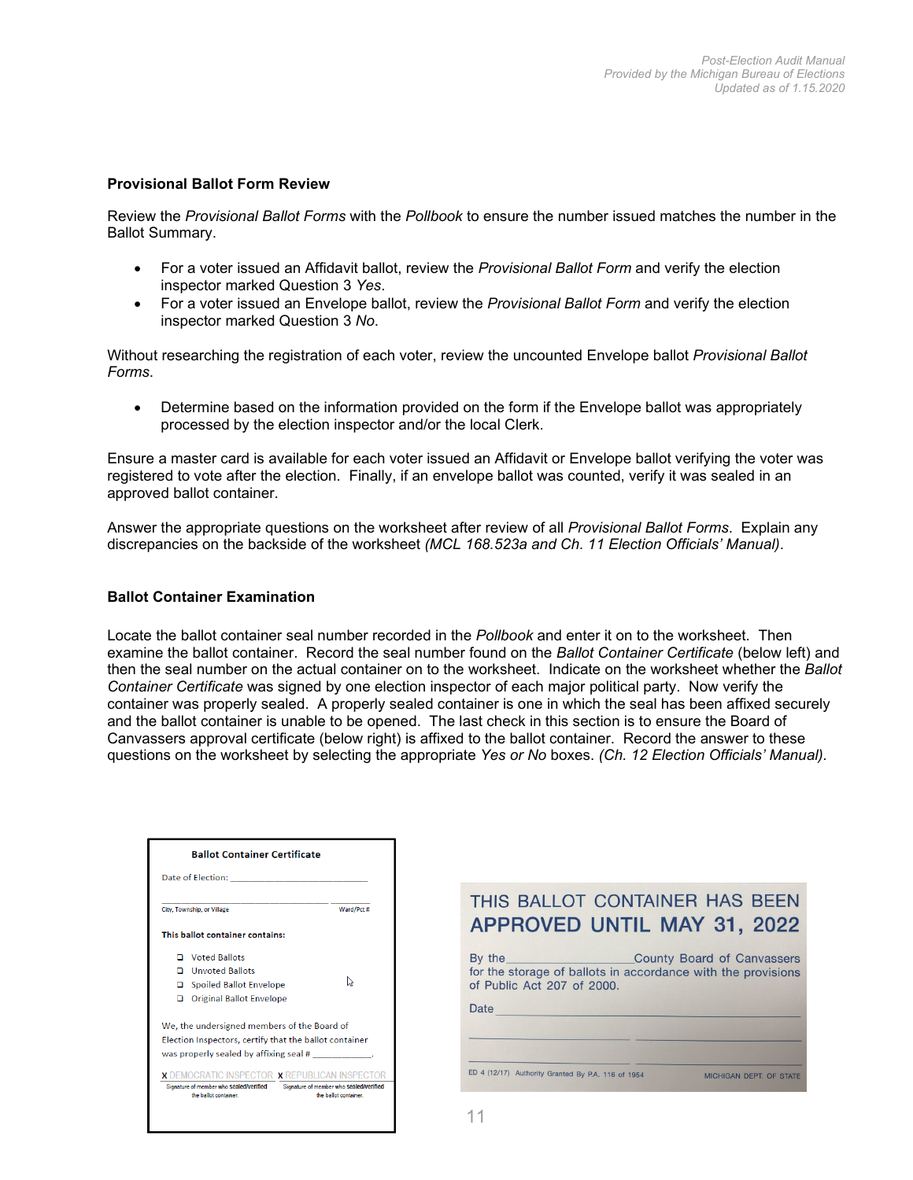### Provisional Ballot Form Review

Review the *Provisional Ballot Forms* with the *Pollbook* to ensure the number issued matches the number in the Ballot Summary.

- For a voter issued an Affidavit ballot, review the *Provisional Ballot Form* and verify the election inspector marked Question 3 *Yes*.
- For a voter issued an Envelope ballot, review the *Provisional Ballot Form* and verify the election inspector marked Question 3 *No*.

Without researching the registration of each voter, review the uncounted Envelope ballot *Provisional Ballot Forms*.

- Determine based on the information provided on the form if the Envelope ballot was appropriately processed by the election inspector and/or the local Clerk.

Ensure a master card is available for each voter issued an Affidavit or Envelope ballot verifying the voter was registered to vote after the election. Finally, if an envelope ballot was counted, verify it was sealed in an approved ballot container.

Answer the appropriate questions on the worksheet after review of all *Provisional Ballot Forms*. Explain any discrepancies on the backside of the worksheet *(MCL 168.523a and Ch. 11 Election Officials' Manual)*.

### Ballot Container Examination

Locate the ballot container seal number recorded in the *Pollbook* and enter it on to the worksheet. Then examine the ballot container. Record the seal number found on the *Ballot Container Certificate* (below left) and then the seal number on the actual container on to the worksheet. Indicate on the worksheet whether the *Ballot Container Certificate* was signed by one election inspector of each major political party. Now verify the container was properly sealed. A properly sealed container is one in which the seal has been affixed securely and the ballot container is unable to be opened. The last check in this section is to ensure the Board of Canvassers approval certificate (below right) is affixed to the ballot container. Record the answer to these questions on the worksheet by selecting the appropriate *Yes or No* boxes. *(Ch. 12 Election Officials' Manual)*.

**Ballot Container Certificate**

Date of Election: ______________________

______________________ City, Township, or Village ________ Ward/Pct #

**This ballot container contains:**

- ☐ Voted Ballots
- ☐ Unvoted Ballots
- ☐ Spoiled Ballot Envelope
- ☐ Original Ballot Envelope

We, the undersigned members of the Board of Election Inspectors, certify that the ballot container was properly sealed by affixing seal # ___________.

X DEMOCRATIC INSPECTOR — Signature of member who sealed/verified the ballot container.
X REPUBLICAN INSPECTOR — Signature of member who sealed/verified the ballot container.

THIS BALLOT CONTAINER HAS BEEN
**APPROVED UNTIL MAY 31, 2022**

By the ______________ County Board of Canvassers for the storage of ballots in accordance with the provisions of Public Act 207 of 2000.

Date ______________________

ED 4 (12/17) Authority Granted By P.A. 116 of 1954 — MICHIGAN DEPT. OF STATE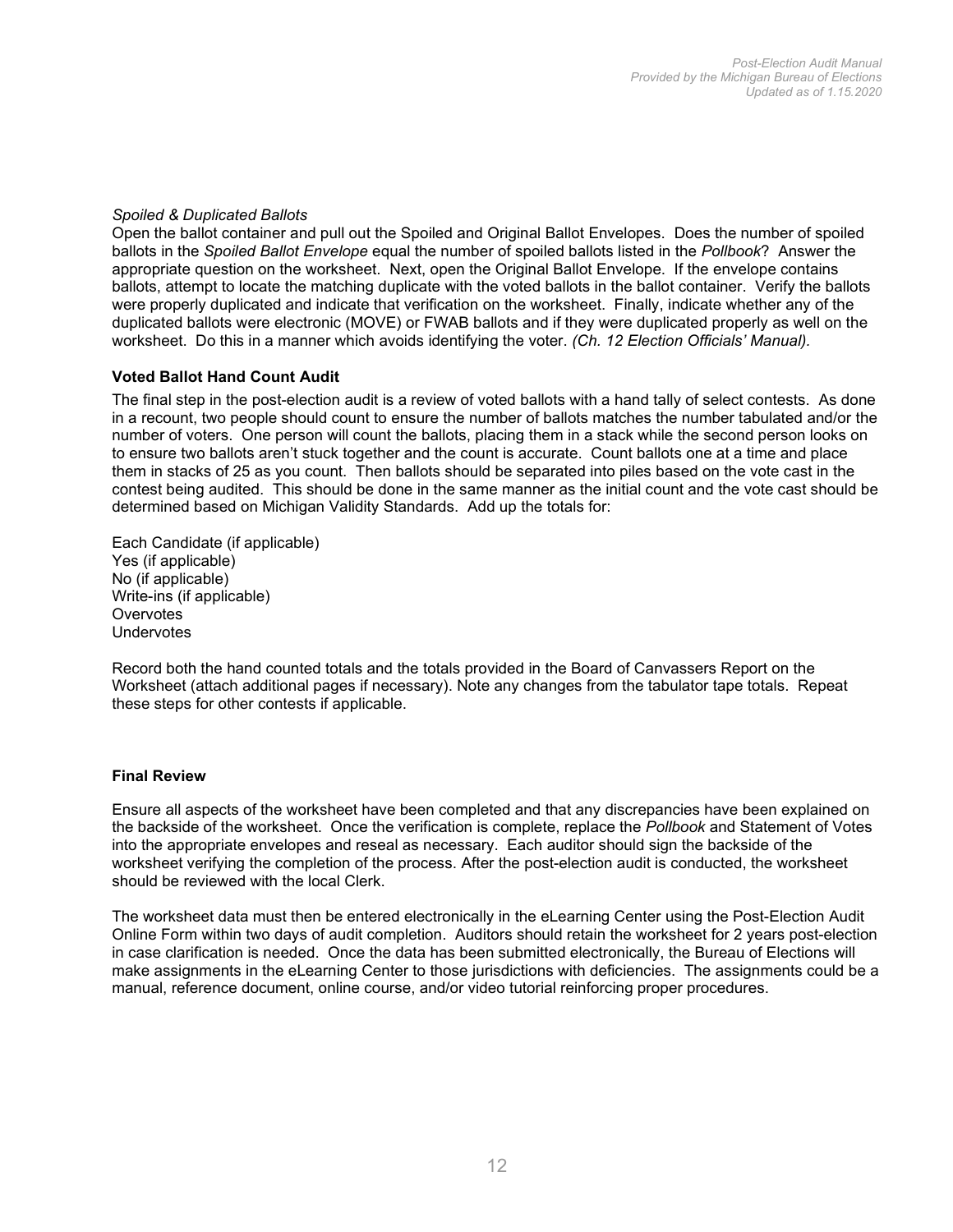*Spoiled & Duplicated Ballots*

Open the ballot container and pull out the Spoiled and Original Ballot Envelopes. Does the number of spoiled ballots in the *Spoiled Ballot Envelope* equal the number of spoiled ballots listed in the *Pollbook*? Answer the appropriate question on the worksheet. Next, open the Original Ballot Envelope. If the envelope contains ballots, attempt to locate the matching duplicate with the voted ballots in the ballot container. Verify the ballots were properly duplicated and indicate that verification on the worksheet. Finally, indicate whether any of the duplicated ballots were electronic (MOVE) or FWAB ballots and if they were duplicated properly as well on the worksheet. Do this in a manner which avoids identifying the voter. *(Ch. 12 Election Officials' Manual).*

**Voted Ballot Hand Count Audit**

The final step in the post-election audit is a review of voted ballots with a hand tally of select contests. As done in a recount, two people should count to ensure the number of ballots matches the number tabulated and/or the number of voters. One person will count the ballots, placing them in a stack while the second person looks on to ensure two ballots aren't stuck together and the count is accurate. Count ballots one at a time and place them in stacks of 25 as you count. Then ballots should be separated into piles based on the vote cast in the contest being audited. This should be done in the same manner as the initial count and the vote cast should be determined based on Michigan Validity Standards. Add up the totals for:

Each Candidate (if applicable)
Yes (if applicable)
No (if applicable)
Write-ins (if applicable)
Overvotes
Undervotes

Record both the hand counted totals and the totals provided in the Board of Canvassers Report on the Worksheet (attach additional pages if necessary). Note any changes from the tabulator tape totals. Repeat these steps for other contests if applicable.

**Final Review**

Ensure all aspects of the worksheet have been completed and that any discrepancies have been explained on the backside of the worksheet. Once the verification is complete, replace the *Pollbook* and Statement of Votes into the appropriate envelopes and reseal as necessary. Each auditor should sign the backside of the worksheet verifying the completion of the process. After the post-election audit is conducted, the worksheet should be reviewed with the local Clerk.

The worksheet data must then be entered electronically in the eLearning Center using the Post-Election Audit Online Form within two days of audit completion. Auditors should retain the worksheet for 2 years post-election in case clarification is needed. Once the data has been submitted electronically, the Bureau of Elections will make assignments in the eLearning Center to those jurisdictions with deficiencies. The assignments could be a manual, reference document, online course, and/or video tutorial reinforcing proper procedures.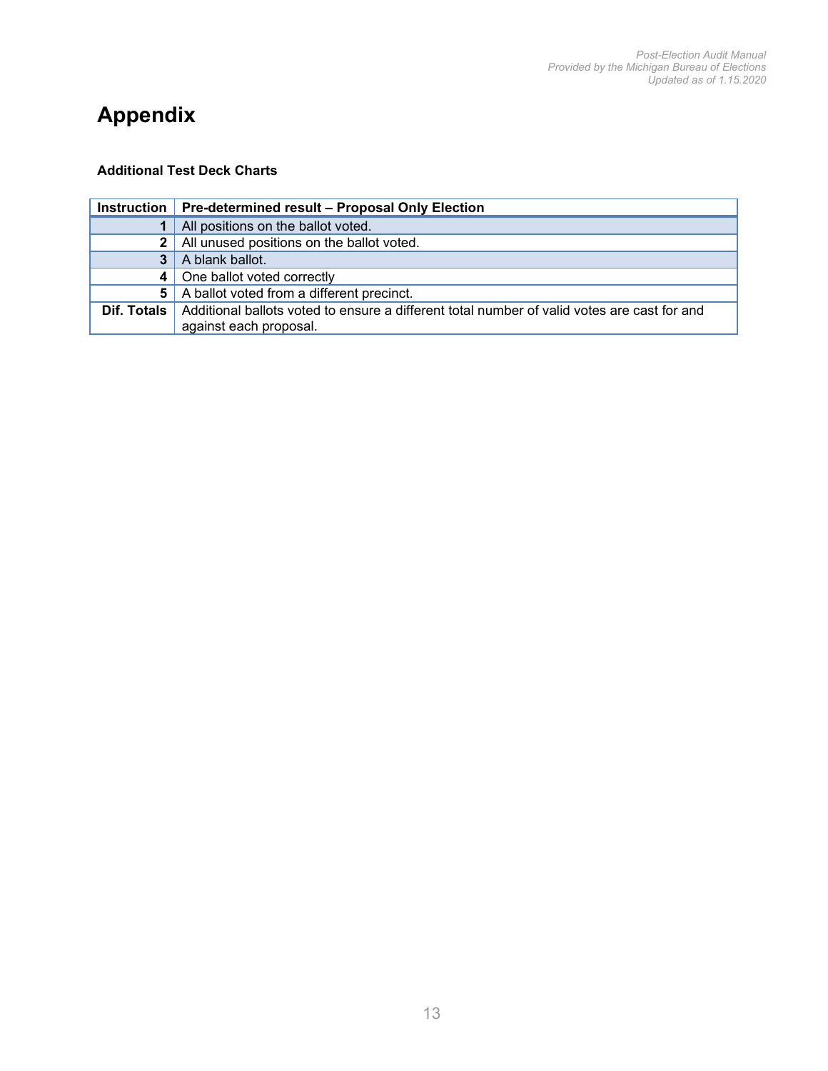# Appendix

**Additional Test Deck Charts**

| Instruction | Pre-determined result – Proposal Only Election |
|---|---|
| 1 | All positions on the ballot voted. |
| 2 | All unused positions on the ballot voted. |
| 3 | A blank ballot. |
| 4 | One ballot voted correctly |
| 5 | A ballot voted from a different precinct. |
| Dif. Totals | Additional ballots voted to ensure a different total number of valid votes are cast for and against each proposal. |